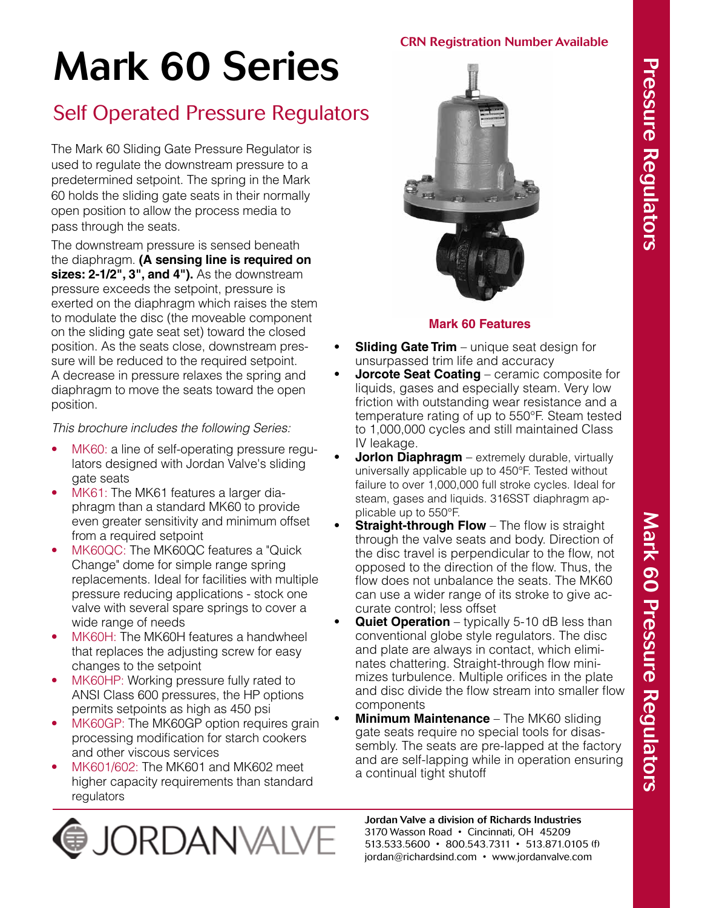# Mark 60 Series

## Self Operated Pressure Regulators

CRN Registration Number Available

The Mark 60 Sliding Gate Pressure Regulator is used to regulate the downstream pressure to a predetermined setpoint. The spring in the Mark 60 holds the sliding gate seats in their normally open position to allow the process media to pass through the seats.

The downstream pressure is sensed beneath the diaphragm. **(A sensing line is required on sizes: 2-1/2", 3", and 4").** As the downstream pressure exceeds the setpoint, pressure is exerted on the diaphragm which raises the stem to modulate the disc (the moveable component on the sliding gate seat set) toward the closed position. As the seats close, downstream pressure will be reduced to the required setpoint. A decrease in pressure relaxes the spring and diaphragm to move the seats toward the open position.

*This brochure includes the following Series:*

- MK60: a line of self-operating pressure regulators designed with Jordan Valve's sliding gate seats
- MK61: The MK61 features a larger diaphragm than a standard MK60 to provide even greater sensitivity and minimum offset from a required setpoint
- MK60QC: The MK60QC features a "Quick Change" dome for simple range spring replacements. Ideal for facilities with multiple pressure reducing applications - stock one valve with several spare springs to cover a wide range of needs
- MK60H: The MK60H features a handwheel that replaces the adjusting screw for easy changes to the setpoint
- MK60HP: Working pressure fully rated to ANSI Class 600 pressures, the HP options permits setpoints as high as 450 psi
- MK60GP: The MK60GP option requires grain processing modification for starch cookers and other viscous services
- MK601/602: The MK601 and MK602 meet higher capacity requirements than standard regulators

### Mark 60 Features

- **Sliding Gate Trim** – unique seat design for unsurpassed trim life and accuracy
- **Jorcote Seat Coating** – ceramic composite for liquids, gases and especially steam. Very low friction with outstanding wear resistance and a temperature rating of up to 550°F. Steam tested to 1,000,000 cycles and still maintained Class IV leakage.
- **Jorlon Diaphragm** – extremely durable, virtually universally applicable up to 450°F. Tested without failure to over 1,000,000 full stroke cycles. Ideal for steam, gases and liquids. 316SST diaphragm applicable up to 550°F.
- **Straight-through Flow** – The flow is straight through the valve seats and body. Direction of the disc travel is perpendicular to the flow, not opposed to the direction of the flow. Thus, the flow does not unbalance the seats. The MK60 can use a wider range of its stroke to give accurate control; less offset
- **Quiet Operation** – typically 5-10 dB less than conventional globe style regulators. The disc and plate are always in contact, which eliminates chattering. Straight-through flow minimizes turbulence. Multiple orifices in the plate and disc divide the flow stream into smaller flow components
- **Minimum Maintenance** – The MK60 sliding gate seats require no special tools for disassembly. The seats are pre-lapped at the factory and are self-lapping while in operation ensuring a continual tight shutoff

JORDANVALVE

**Jordan Valve a division of Richards Industries**
3170 Wasson Road • Cincinnati, OH 45209
513.533.5600 • 800.543.7311 • 513.871.0105 (f)
jordan@richardsind.com • www.jordanvalve.com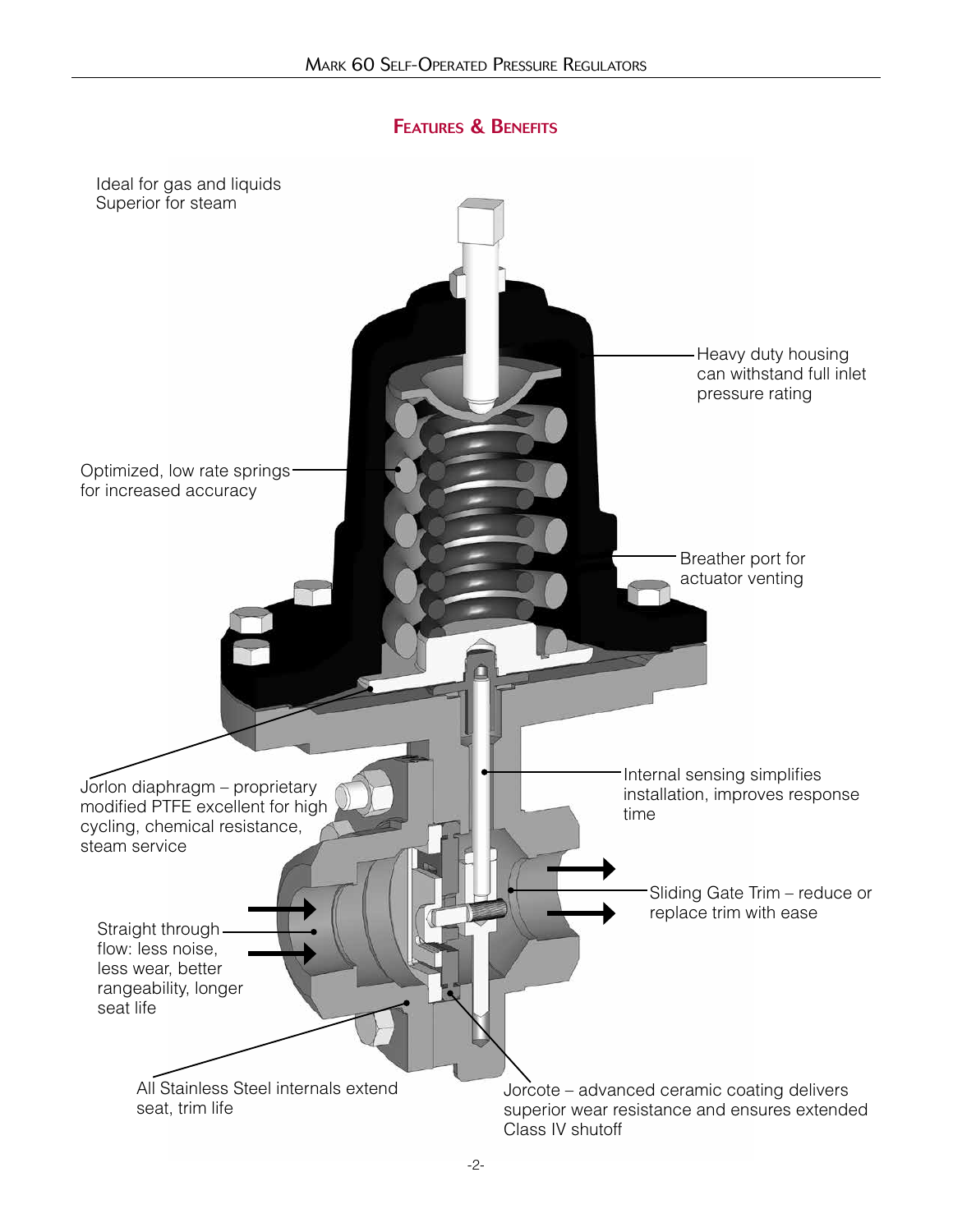## Features & Benefits

Ideal for gas and liquids
Superior for steam

Heavy duty housing can withstand full inlet pressure rating

Optimized, low rate springs for increased accuracy

Breather port for actuator venting

Jorlon diaphragm – proprietary modified PTFE excellent for high cycling, chemical resistance, steam service

Internal sensing simplifies installation, improves response time

Sliding Gate Trim – reduce or replace trim with ease

Straight through flow: less noise, less wear, better rangeability, longer seat life

All Stainless Steel internals extend seat, trim life

Jorcote – advanced ceramic coating delivers superior wear resistance and ensures extended Class IV shutoff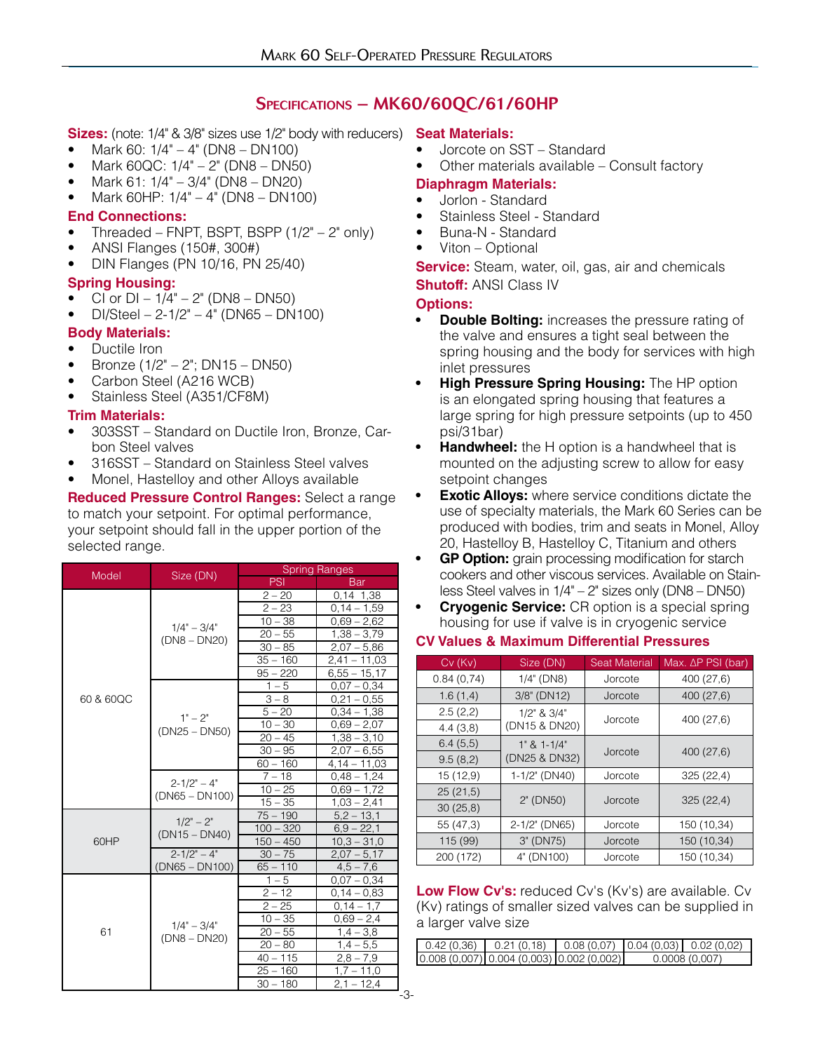## SPECIFICATIONS – MK60/60QC/61/60HP

**Sizes:** (note: 1/4" & 3/8" sizes use 1/2" body with reducers)

- Mark 60: 1/4" – 4" (DN8 – DN100)
- Mark 60QC: 1/4" – 2" (DN8 – DN50)
- Mark 61: 1/4" – 3/4" (DN8 – DN20)
- Mark 60HP: 1/4" – 4" (DN8 – DN100)

**End Connections:**

- Threaded – FNPT, BSPT, BSPP (1/2" – 2" only)
- ANSI Flanges (150#, 300#)
- DIN Flanges (PN 10/16, PN 25/40)

**Spring Housing:**

- CI or DI – 1/4" – 2" (DN8 – DN50)
- DI/Steel – 2-1/2" – 4" (DN65 – DN100)

**Body Materials:**

- Ductile Iron
- Bronze (1/2" – 2"; DN15 – DN50)
- Carbon Steel (A216 WCB)
- Stainless Steel (A351/CF8M)

**Trim Materials:**

- 303SST – Standard on Ductile Iron, Bronze, Carbon Steel valves
- 316SST – Standard on Stainless Steel valves
- Monel, Hastelloy and other Alloys available

**Reduced Pressure Control Ranges:** Select a range to match your setpoint. For optimal performance, your setpoint should fall in the upper portion of the selected range.

| Model | Size (DN) | Spring Ranges | |
|---|---|---|---|
| | | PSI | Bar |
| 60 & 60QC | 1/4" – 3/4" (DN8 – DN20) | 2 – 20 | 0,14 1,38 |
| | | 2 – 23 | 0,14 – 1,59 |
| | | 10 – 38 | 0,69 – 2,62 |
| | | 20 – 55 | 1,38 – 3,79 |
| | | 30 – 85 | 2,07 – 5,86 |
| | | 35 – 160 | 2,41 – 11,03 |
| | | 95 – 220 | 6,55 – 15,17 |
| | 1" – 2" (DN25 – DN50) | 1 – 5 | 0,07 – 0,34 |
| | | 3 – 8 | 0,21 – 0,55 |
| | | 5 – 20 | 0,34 – 1,38 |
| | | 10 – 30 | 0,69 – 2,07 |
| | | 20 – 45 | 1,38 – 3,10 |
| | | 30 – 95 | 2,07 – 6,55 |
| | | 60 – 160 | 4,14 – 11,03 |
| | 2-1/2" – 4" (DN65 – DN100) | 7 – 18 | 0,48 – 1,24 |
| | | 10 – 25 | 0,69 – 1,72 |
| | | 15 – 35 | 1,03 – 2,41 |
| 60HP | 1/2" – 2" (DN15 – DN40) | 75 – 190 | 5,2 – 13,1 |
| | | 100 – 320 | 6,9 – 22,1 |
| | | 150 – 450 | 10,3 – 31,0 |
| | 2-1/2" – 4" (DN65 – DN100) | 30 – 75 | 2,07 – 5,17 |
| | | 65 – 110 | 4,5 – 7,6 |
| 61 | 1/4" – 3/4" (DN8 – DN20) | 1 – 5 | 0,07 – 0,34 |
| | | 2 – 12 | 0,14 – 0,83 |
| | | 2 – 25 | 0,14 – 1,7 |
| | | 10 – 35 | 0,69 – 2,4 |
| | | 20 – 55 | 1,4 – 3,8 |
| | | 20 – 80 | 1,4 – 5,5 |
| | | 40 – 115 | 2,8 – 7,9 |
| | | 25 – 160 | 1,7 – 11,0 |
| | | 30 – 180 | 2,1 – 12,4 |

**Seat Materials:**

- Jorcote on SST – Standard
- Other materials available – Consult factory

**Diaphragm Materials:**

- Jorlon - Standard
- Stainless Steel - Standard
- Buna-N - Standard
- Viton – Optional

**Service:** Steam, water, oil, gas, air and chemicals

**Shutoff:** ANSI Class IV

**Options:**

- **Double Bolting:** increases the pressure rating of the valve and ensures a tight seal between the spring housing and the body for services with high inlet pressures
- **High Pressure Spring Housing:** The HP option is an elongated spring housing that features a large spring for high pressure setpoints (up to 450 psi/31bar)
- **Handwheel:** the H option is a handwheel that is mounted on the adjusting screw to allow for easy setpoint changes
- **Exotic Alloys:** where service conditions dictate the use of specialty materials, the Mark 60 Series can be produced with bodies, trim and seats in Monel, Alloy 20, Hastelloy B, Hastelloy C, Titanium and others
- **GP Option:** grain processing modification for starch cookers and other viscous services. Available on Stainless Steel valves in 1/4" – 2" sizes only (DN8 – DN50)
- **Cryogenic Service:** CR option is a special spring housing for use if valve is in cryogenic service

**CV Values & Maximum Differential Pressures**

| Cv (Kv) | Size (DN) | Seat Material | Max. ΔP PSI (bar) |
|---|---|---|---|
| 0.84 (0,74) | 1/4" (DN8) | Jorcote | 400 (27,6) |
| 1.6 (1,4) | 3/8" (DN12) | Jorcote | 400 (27,6) |
| 2.5 (2,2) | 1/2" & 3/4" (DN15 & DN20) | Jorcote | 400 (27,6) |
| 4.4 (3,8) | | | |
| 6.4 (5,5) | 1" & 1-1/4" (DN25 & DN32) | Jorcote | 400 (27,6) |
| 9.5 (8,2) | | | |
| 15 (12,9) | 1-1/2" (DN40) | Jorcote | 325 (22,4) |
| 25 (21,5) | 2" (DN50) | Jorcote | 325 (22,4) |
| 30 (25,8) | | | |
| 55 (47,3) | 2-1/2" (DN65) | Jorcote | 150 (10,34) |
| 115 (99) | 3" (DN75) | Jorcote | 150 (10,34) |
| 200 (172) | 4" (DN100) | Jorcote | 150 (10,34) |

**Low Flow Cv's:** reduced Cv's (Kv's) are available. Cv (Kv) ratings of smaller sized valves can be supplied in a larger valve size

| 0.42 (0,36) | 0.21 (0,18) | 0.08 (0,07) | 0.04 (0,03) | 0.02 (0,02) |
|---|---|---|---|---|
| 0.008 (0,007) | 0.004 (0,003) | 0.002 (0,002) | 0.0008 (0,007) | |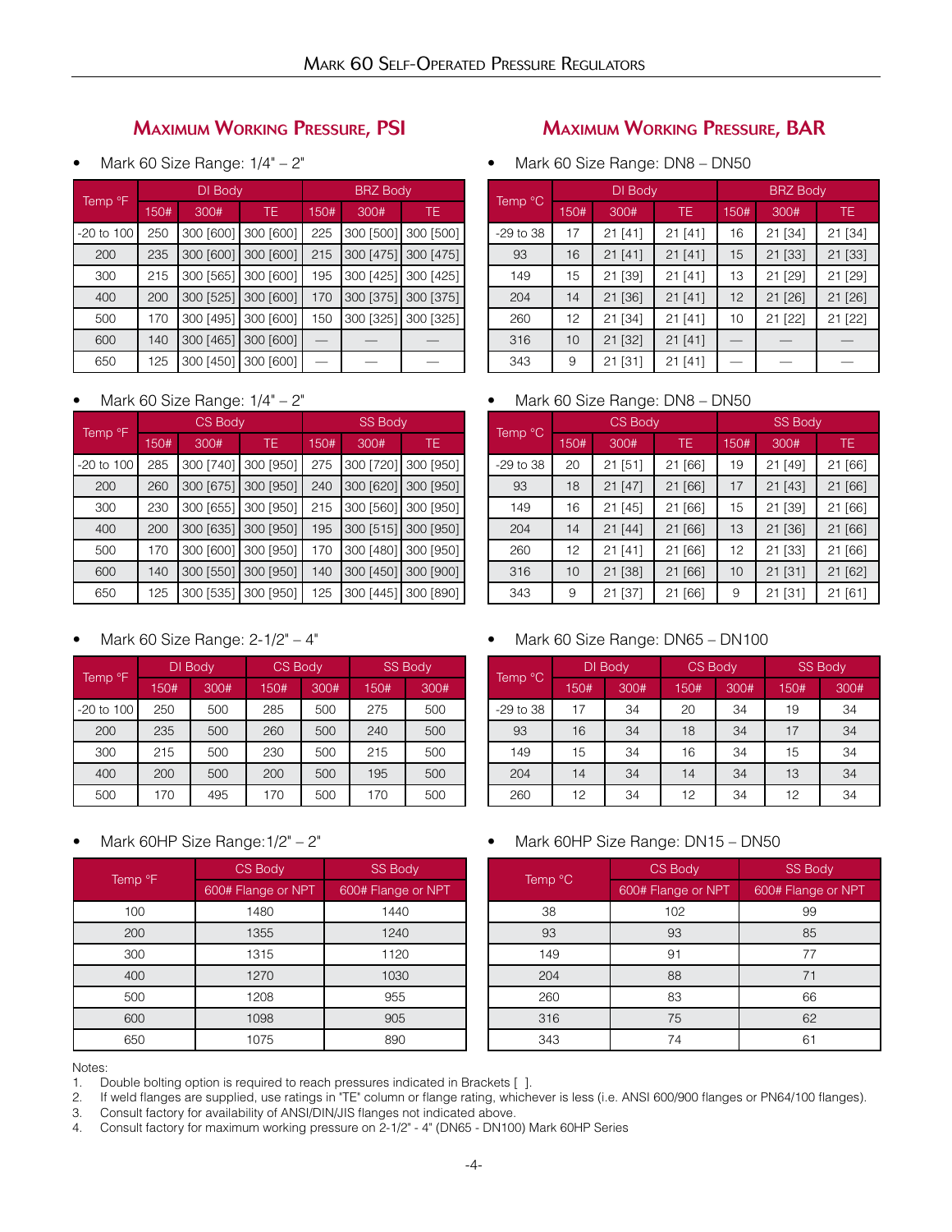## Maximum Working Pressure, PSI

- Mark 60 Size Range: 1/4" – 2"

| Temp °F | DI Body | | | BRZ Body | | |
|---|---|---|---|---|---|---|
| | 150# | 300# | TE | 150# | 300# | TE |
| -20 to 100 | 250 | 300 [600] | 300 [600] | 225 | 300 [500] | 300 [500] |
| 200 | 235 | 300 [600] | 300 [600] | 215 | 300 [475] | 300 [475] |
| 300 | 215 | 300 [565] | 300 [600] | 195 | 300 [425] | 300 [425] |
| 400 | 200 | 300 [525] | 300 [600] | 170 | 300 [375] | 300 [375] |
| 500 | 170 | 300 [495] | 300 [600] | 150 | 300 [325] | 300 [325] |
| 600 | 140 | 300 [465] | 300 [600] | — | — | — |
| 650 | 125 | 300 [450] | 300 [600] | — | — | — |

- Mark 60 Size Range: 1/4" – 2"

| Temp °F | CS Body | | | SS Body | | |
|---|---|---|---|---|---|---|
| | 150# | 300# | TE | 150# | 300# | TE |
| -20 to 100 | 285 | 300 [740] | 300 [950] | 275 | 300 [720] | 300 [950] |
| 200 | 260 | 300 [675] | 300 [950] | 240 | 300 [620] | 300 [950] |
| 300 | 230 | 300 [655] | 300 [950] | 215 | 300 [560] | 300 [950] |
| 400 | 200 | 300 [635] | 300 [950] | 195 | 300 [515] | 300 [950] |
| 500 | 170 | 300 [600] | 300 [950] | 170 | 300 [480] | 300 [950] |
| 600 | 140 | 300 [550] | 300 [950] | 140 | 300 [450] | 300 [900] |
| 650 | 125 | 300 [535] | 300 [950] | 125 | 300 [445] | 300 [890] |

- Mark 60 Size Range: 2-1/2" – 4"

| Temp °F | DI Body | | CS Body | | SS Body | |
|---|---|---|---|---|---|---|
| | 150# | 300# | 150# | 300# | 150# | 300# |
| -20 to 100 | 250 | 500 | 285 | 500 | 275 | 500 |
| 200 | 235 | 500 | 260 | 500 | 240 | 500 |
| 300 | 215 | 500 | 230 | 500 | 215 | 500 |
| 400 | 200 | 500 | 200 | 500 | 195 | 500 |
| 500 | 170 | 495 | 170 | 500 | 170 | 500 |

- Mark 60HP Size Range:1/2" – 2"

| Temp °F | CS Body | SS Body |
|---|---|---|
| | 600# Flange or NPT | 600# Flange or NPT |
| 100 | 1480 | 1440 |
| 200 | 1355 | 1240 |
| 300 | 1315 | 1120 |
| 400 | 1270 | 1030 |
| 500 | 1208 | 955 |
| 600 | 1098 | 905 |
| 650 | 1075 | 890 |

## Maximum Working Pressure, BAR

- Mark 60 Size Range: DN8 – DN50

| Temp °C | DI Body | | | BRZ Body | | |
|---|---|---|---|---|---|---|
| | 150# | 300# | TE | 150# | 300# | TE |
| -29 to 38 | 17 | 21 [41] | 21 [41] | 16 | 21 [34] | 21 [34] |
| 93 | 16 | 21 [41] | 21 [41] | 15 | 21 [33] | 21 [33] |
| 149 | 15 | 21 [39] | 21 [41] | 13 | 21 [29] | 21 [29] |
| 204 | 14 | 21 [36] | 21 [41] | 12 | 21 [26] | 21 [26] |
| 260 | 12 | 21 [34] | 21 [41] | 10 | 21 [22] | 21 [22] |
| 316 | 10 | 21 [32] | 21 [41] | — | — | — |
| 343 | 9 | 21 [31] | 21 [41] | — | — | — |

- Mark 60 Size Range: DN8 – DN50

| Temp °C | CS Body | | | SS Body | | |
|---|---|---|---|---|---|---|
| | 150# | 300# | TE | 150# | 300# | TE |
| -29 to 38 | 20 | 21 [51] | 21 [66] | 19 | 21 [49] | 21 [66] |
| 93 | 18 | 21 [47] | 21 [66] | 17 | 21 [43] | 21 [66] |
| 149 | 16 | 21 [45] | 21 [66] | 15 | 21 [39] | 21 [66] |
| 204 | 14 | 21 [44] | 21 [66] | 13 | 21 [36] | 21 [66] |
| 260 | 12 | 21 [41] | 21 [66] | 12 | 21 [33] | 21 [66] |
| 316 | 10 | 21 [38] | 21 [66] | 10 | 21 [31] | 21 [62] |
| 343 | 9 | 21 [37] | 21 [66] | 9 | 21 [31] | 21 [61] |

- Mark 60 Size Range: DN65 – DN100

| Temp °C | DI Body | | CS Body | | SS Body | |
|---|---|---|---|---|---|---|
| | 150# | 300# | 150# | 300# | 150# | 300# |
| -29 to 38 | 17 | 34 | 20 | 34 | 19 | 34 |
| 93 | 16 | 34 | 18 | 34 | 17 | 34 |
| 149 | 15 | 34 | 16 | 34 | 15 | 34 |
| 204 | 14 | 34 | 14 | 34 | 13 | 34 |
| 260 | 12 | 34 | 12 | 34 | 12 | 34 |

- Mark 60HP Size Range: DN15 – DN50

| Temp °C | CS Body | SS Body |
|---|---|---|
| | 600# Flange or NPT | 600# Flange or NPT |
| 38 | 102 | 99 |
| 93 | 93 | 85 |
| 149 | 91 | 77 |
| 204 | 88 | 71 |
| 260 | 83 | 66 |
| 316 | 75 | 62 |
| 343 | 74 | 61 |

Notes:

1. Double bolting option is required to reach pressures indicated in Brackets [ ].
2. If weld flanges are supplied, use ratings in "TE" column or flange rating, whichever is less (i.e. ANSI 600/900 flanges or PN64/100 flanges).
3. Consult factory for availability of ANSI/DIN/JIS flanges not indicated above.
4. Consult factory for maximum working pressure on 2-1/2" - 4" (DN65 - DN100) Mark 60HP Series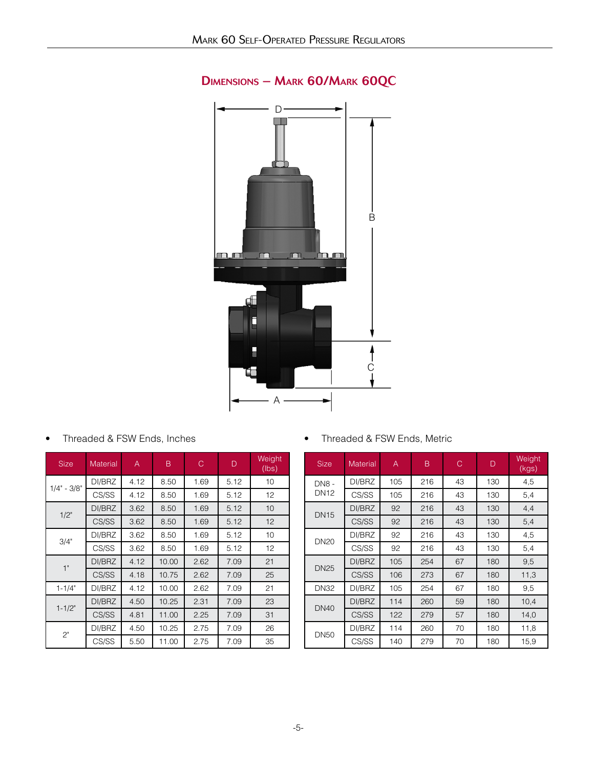## Dimensions – Mark 60/Mark 60QC

- Threaded & FSW Ends, Inches

| Size | Material | A | B | C | D | Weight (lbs) |
|---|---|---|---|---|---|---|
| 1/4" - 3/8" | DI/BRZ | 4.12 | 8.50 | 1.69 | 5.12 | 10 |
| | CS/SS | 4.12 | 8.50 | 1.69 | 5.12 | 12 |
| 1/2" | DI/BRZ | 3.62 | 8.50 | 1.69 | 5.12 | 10 |
| | CS/SS | 3.62 | 8.50 | 1.69 | 5.12 | 12 |
| 3/4" | DI/BRZ | 3.62 | 8.50 | 1.69 | 5.12 | 10 |
| | CS/SS | 3.62 | 8.50 | 1.69 | 5.12 | 12 |
| 1" | DI/BRZ | 4.12 | 10.00 | 2.62 | 7.09 | 21 |
| | CS/SS | 4.18 | 10.75 | 2.62 | 7.09 | 25 |
| 1-1/4" | DI/BRZ | 4.12 | 10.00 | 2.62 | 7.09 | 21 |
| 1-1/2" | DI/BRZ | 4.50 | 10.25 | 2.31 | 7.09 | 23 |
| | CS/SS | 4.81 | 11.00 | 2.25 | 7.09 | 31 |
| 2" | DI/BRZ | 4.50 | 10.25 | 2.75 | 7.09 | 26 |
| | CS/SS | 5.50 | 11.00 | 2.75 | 7.09 | 35 |

- Threaded & FSW Ends, Metric

| Size | Material | A | B | C | D | Weight (kgs) |
|---|---|---|---|---|---|---|
| DN8 - DN12 | DI/BRZ | 105 | 216 | 43 | 130 | 4,5 |
| | CS/SS | 105 | 216 | 43 | 130 | 5,4 |
| DN15 | DI/BRZ | 92 | 216 | 43 | 130 | 4,4 |
| | CS/SS | 92 | 216 | 43 | 130 | 5,4 |
| DN20 | DI/BRZ | 92 | 216 | 43 | 130 | 4,5 |
| | CS/SS | 92 | 216 | 43 | 130 | 5,4 |
| DN25 | DI/BRZ | 105 | 254 | 67 | 180 | 9,5 |
| | CS/SS | 106 | 273 | 67 | 180 | 11,3 |
| DN32 | DI/BRZ | 105 | 254 | 67 | 180 | 9,5 |
| DN40 | DI/BRZ | 114 | 260 | 59 | 180 | 10,4 |
| | CS/SS | 122 | 279 | 57 | 180 | 14,0 |
| DN50 | DI/BRZ | 114 | 260 | 70 | 180 | 11,8 |
| | CS/SS | 140 | 279 | 70 | 180 | 15,9 |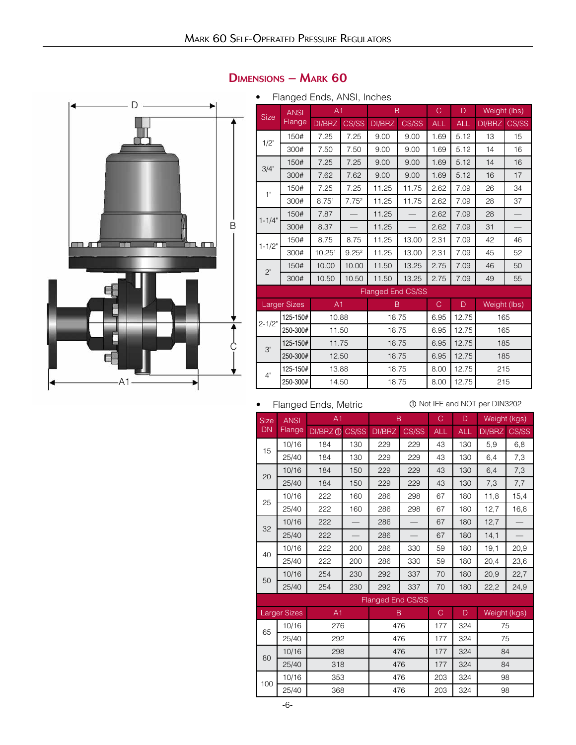## Dimensions – Mark 60

- Flanged Ends, ANSI, Inches

| Size | ANSI Flange | A1 | | B | | C | D | Weight (lbs) | |
|---|---|---|---|---|---|---|---|---|---|
| | | DI/BRZ | CS/SS | DI/BRZ | CS/SS | ALL | ALL | DI/BRZ | CS/SS |
| 1/2" | 150# | 7.25 | 7.25 | 9.00 | 9.00 | 1.69 | 5.12 | 13 | 15 |
| | 300# | 7.50 | 7.50 | 9.00 | 9.00 | 1.69 | 5.12 | 14 | 16 |
| 3/4" | 150# | 7.25 | 7.25 | 9.00 | 9.00 | 1.69 | 5.12 | 14 | 16 |
| | 300# | 7.62 | 7.62 | 9.00 | 9.00 | 1.69 | 5.12 | 16 | 17 |
| 1" | 150# | 7.25 | 7.25 | 11.25 | 11.75 | 2.62 | 7.09 | 26 | 34 |
| | 300# | 8.75[1] | 7.75[2] | 11.25 | 11.75 | 2.62 | 7.09 | 28 | 37 |
| 1-1/4" | 150# | 7.87 | — | 11.25 | — | 2.62 | 7.09 | 28 | — |
| | 300# | 8.37 | — | 11.25 | — | 2.62 | 7.09 | 31 | — |
| 1-1/2" | 150# | 8.75 | 8.75 | 11.25 | 13.00 | 2.31 | 7.09 | 42 | 46 |
| | 300# | 10.25[1] | 9.25[2] | 11.25 | 13.00 | 2.31 | 7.09 | 45 | 52 |
| 2" | 150# | 10.00 | 10.00 | 11.50 | 13.25 | 2.75 | 7.09 | 46 | 50 |
| | 300# | 10.50 | 10.50 | 11.50 | 13.25 | 2.75 | 7.09 | 49 | 55 |

Flanged End CS/SS

| Larger Sizes | | A1 | B | C | D | Weight (lbs) |
|---|---|---|---|---|---|---|
| 2-1/2" | 125-150# | 10.88 | 18.75 | 6.95 | 12.75 | 165 |
| | 250-300# | 11.50 | 18.75 | 6.95 | 12.75 | 165 |
| 3" | 125-150# | 11.75 | 18.75 | 6.95 | 12.75 | 185 |
| | 250-300# | 12.50 | 18.75 | 6.95 | 12.75 | 185 |
| 4" | 125-150# | 13.88 | 18.75 | 8.00 | 12.75 | 215 |
| | 250-300# | 14.50 | 18.75 | 8.00 | 12.75 | 215 |

- Flanged Ends, Metric

① Not IFE and NOT per DIN3202

| Size DN | ANSI Flange | A1 | | B | | C | D | Weight (kgs) | |
|---|---|---|---|---|---|---|---|---|---|
| | | DI/BRZ ① | CS/SS | DI/BRZ | CS/SS | ALL | ALL | DI/BRZ | CS/SS |
| 15 | 10/16 | 184 | 130 | 229 | 229 | 43 | 130 | 5,9 | 6,8 |
| | 25/40 | 184 | 130 | 229 | 229 | 43 | 130 | 6,4 | 7,3 |
| 20 | 10/16 | 184 | 150 | 229 | 229 | 43 | 130 | 6,4 | 7,3 |
| | 25/40 | 184 | 150 | 229 | 229 | 43 | 130 | 7,3 | 7,7 |
| 25 | 10/16 | 222 | 160 | 286 | 298 | 67 | 180 | 11,8 | 15,4 |
| | 25/40 | 222 | 160 | 286 | 298 | 67 | 180 | 12,7 | 16,8 |
| 32 | 10/16 | 222 | — | 286 | — | 67 | 180 | 12,7 | — |
| | 25/40 | 222 | — | 286 | — | 67 | 180 | 14,1 | — |
| 40 | 10/16 | 222 | 200 | 286 | 330 | 59 | 180 | 19,1 | 20,9 |
| | 25/40 | 222 | 200 | 286 | 330 | 59 | 180 | 20,4 | 23,6 |
| 50 | 10/16 | 254 | 230 | 292 | 337 | 70 | 180 | 20,9 | 22,7 |
| | 25/40 | 254 | 230 | 292 | 337 | 70 | 180 | 22,2 | 24,9 |

Flanged End CS/SS

| Larger Sizes | | A1 | B | C | D | Weight (kgs) |
|---|---|---|---|---|---|---|
| 65 | 10/16 | 276 | 476 | 177 | 324 | 75 |
| | 25/40 | 292 | 476 | 177 | 324 | 75 |
| 80 | 10/16 | 298 | 476 | 177 | 324 | 84 |
| | 25/40 | 318 | 476 | 177 | 324 | 84 |
| 100 | 10/16 | 353 | 476 | 203 | 324 | 98 |
| | 25/40 | 368 | 476 | 203 | 324 | 98 |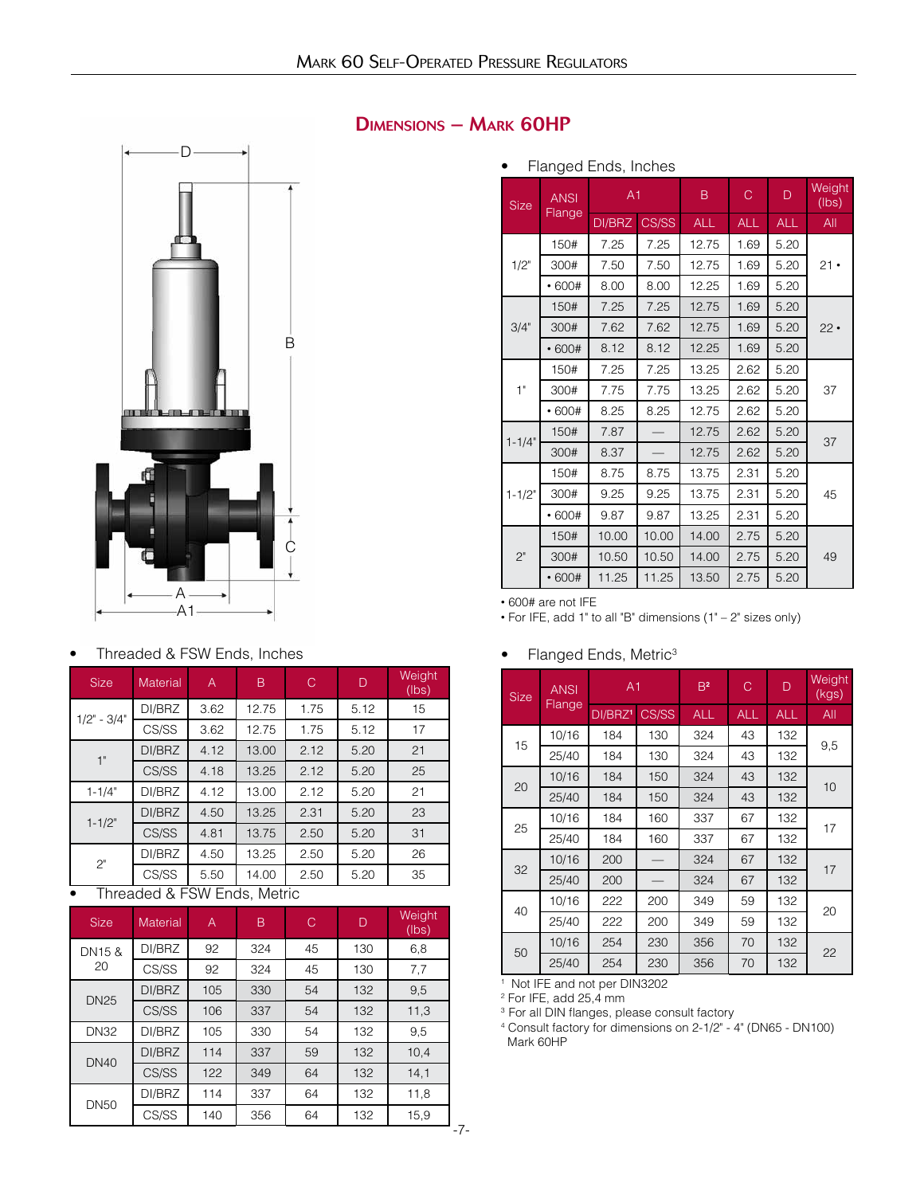## Dimensions – Mark 60HP

- Flanged Ends, Inches

| Size | ANSI Flange | A1 | | B | C | D | Weight (lbs) |
|---|---|---|---|---|---|---|---|
| | | DI/BRZ | CS/SS | ALL | ALL | ALL | All |
| 1/2" | 150# | 7.25 | 7.25 | 12.75 | 1.69 | 5.20 | 21 • |
| | 300# | 7.50 | 7.50 | 12.75 | 1.69 | 5.20 | |
| | • 600# | 8.00 | 8.00 | 12.25 | 1.69 | 5.20 | |
| 3/4" | 150# | 7.25 | 7.25 | 12.75 | 1.69 | 5.20 | 22 • |
| | 300# | 7.62 | 7.62 | 12.75 | 1.69 | 5.20 | |
| | • 600# | 8.12 | 8.12 | 12.25 | 1.69 | 5.20 | |
| 1" | 150# | 7.25 | 7.25 | 13.25 | 2.62 | 5.20 | 37 |
| | 300# | 7.75 | 7.75 | 13.25 | 2.62 | 5.20 | |
| | • 600# | 8.25 | 8.25 | 12.75 | 2.62 | 5.20 | |
| 1-1/4" | 150# | 7.87 | — | 12.75 | 2.62 | 5.20 | 37 |
| | 300# | 8.37 | — | 12.75 | 2.62 | 5.20 | |
| 1-1/2" | 150# | 8.75 | 8.75 | 13.75 | 2.31 | 5.20 | 45 |
| | 300# | 9.25 | 9.25 | 13.75 | 2.31 | 5.20 | |
| | • 600# | 9.87 | 9.87 | 13.25 | 2.31 | 5.20 | |
| 2" | 150# | 10.00 | 10.00 | 14.00 | 2.75 | 5.20 | 49 |
| | 300# | 10.50 | 10.50 | 14.00 | 2.75 | 5.20 | |
| | • 600# | 11.25 | 11.25 | 13.50 | 2.75 | 5.20 | |

• 600# are not IFE
• For IFE, add 1" to all "B" dimensions (1" – 2" sizes only)

- Threaded & FSW Ends, Inches

| Size | Material | A | B | C | D | Weight (lbs) |
|---|---|---|---|---|---|---|
| 1/2" - 3/4" | DI/BRZ | 3.62 | 12.75 | 1.75 | 5.12 | 15 |
| | CS/SS | 3.62 | 12.75 | 1.75 | 5.12 | 17 |
| 1" | DI/BRZ | 4.12 | 13.00 | 2.12 | 5.20 | 21 |
| | CS/SS | 4.18 | 13.25 | 2.12 | 5.20 | 25 |
| 1-1/4" | DI/BRZ | 4.12 | 13.00 | 2.12 | 5.20 | 21 |
| 1-1/2" | DI/BRZ | 4.50 | 13.25 | 2.31 | 5.20 | 23 |
| | CS/SS | 4.81 | 13.75 | 2.50 | 5.20 | 31 |
| 2" | DI/BRZ | 4.50 | 13.25 | 2.50 | 5.20 | 26 |
| | CS/SS | 5.50 | 14.00 | 2.50 | 5.20 | 35 |

- Threaded & FSW Ends, Metric

| Size | Material | A | B | C | D | Weight (lbs) |
|---|---|---|---|---|---|---|
| DN15 & 20 | DI/BRZ | 92 | 324 | 45 | 130 | 6,8 |
| | CS/SS | 92 | 324 | 45 | 130 | 7,7 |
| DN25 | DI/BRZ | 105 | 330 | 54 | 132 | 9,5 |
| | CS/SS | 106 | 337 | 54 | 132 | 11,3 |
| DN32 | DI/BRZ | 105 | 330 | 54 | 132 | 9,5 |
| DN40 | DI/BRZ | 114 | 337 | 59 | 132 | 10,4 |
| | CS/SS | 122 | 349 | 64 | 132 | 14,1 |
| DN50 | DI/BRZ | 114 | 337 | 64 | 132 | 11,8 |
| | CS/SS | 140 | 356 | 64 | 132 | 15,9 |

- Flanged Ends, Metric[3]

| Size | ANSI Flange | A1 | | B[2] | C | D | Weight (kgs) |
|---|---|---|---|---|---|---|---|
| | | DI/BRZ[1] | CS/SS | ALL | ALL | ALL | All |
| 15 | 10/16 | 184 | 130 | 324 | 43 | 132 | 9,5 |
| | 25/40 | 184 | 130 | 324 | 43 | 132 | |
| 20 | 10/16 | 184 | 150 | 324 | 43 | 132 | 10 |
| | 25/40 | 184 | 150 | 324 | 43 | 132 | |
| 25 | 10/16 | 184 | 160 | 337 | 67 | 132 | 17 |
| | 25/40 | 184 | 160 | 337 | 67 | 132 | |
| 32 | 10/16 | 200 | — | 324 | 67 | 132 | 17 |
| | 25/40 | 200 | — | 324 | 67 | 132 | |
| 40 | 10/16 | 222 | 200 | 349 | 59 | 132 | 20 |
| | 25/40 | 222 | 200 | 349 | 59 | 132 | |
| 50 | 10/16 | 254 | 230 | 356 | 70 | 132 | 22 |
| | 25/40 | 254 | 230 | 356 | 70 | 132 | |

[1] Not IFE and not per DIN3202
[2] For IFE, add 25,4 mm
[3] For all DIN flanges, please consult factory
[4] Consult factory for dimensions on 2-1/2" - 4" (DN65 - DN100) Mark 60HP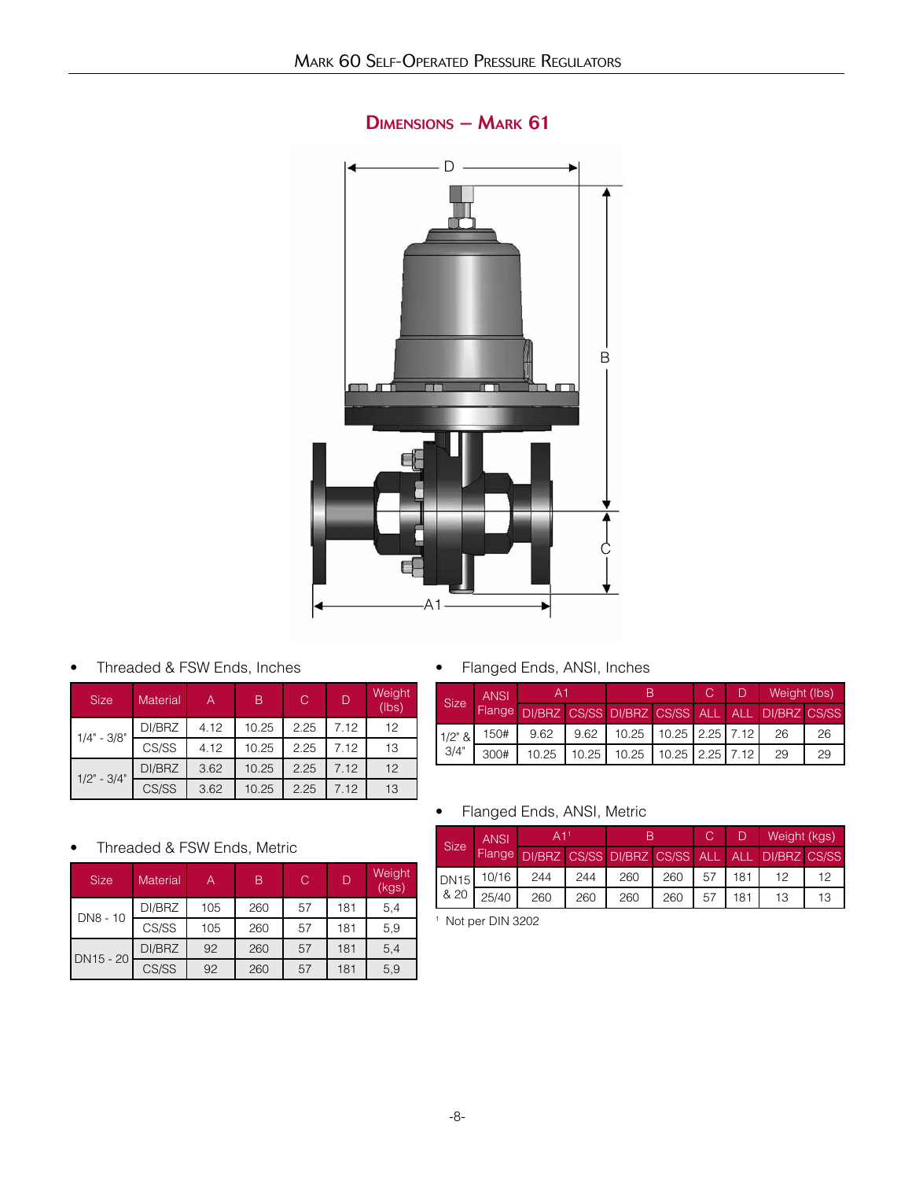## Dimensions – Mark 61

- Threaded & FSW Ends, Inches

| Size | Material | A | B | C | D | Weight (lbs) |
|---|---|---|---|---|---|---|
| 1/4" - 3/8" | DI/BRZ | 4.12 | 10.25 | 2.25 | 7.12 | 12 |
| | CS/SS | 4.12 | 10.25 | 2.25 | 7.12 | 13 |
| 1/2" - 3/4" | DI/BRZ | 3.62 | 10.25 | 2.25 | 7.12 | 12 |
| | CS/SS | 3.62 | 10.25 | 2.25 | 7.12 | 13 |

- Threaded & FSW Ends, Metric

| Size | Material | A | B | C | D | Weight (kgs) |
|---|---|---|---|---|---|---|
| DN8 - 10 | DI/BRZ | 105 | 260 | 57 | 181 | 5,4 |
| | CS/SS | 105 | 260 | 57 | 181 | 5,9 |
| DN15 - 20 | DI/BRZ | 92 | 260 | 57 | 181 | 5,4 |
| | CS/SS | 92 | 260 | 57 | 181 | 5,9 |

- Flanged Ends, ANSI, Inches

| Size | ANSI Flange | A1 | | B | | C | D | Weight (lbs) | |
|---|---|---|---|---|---|---|---|---|---|
| | | DI/BRZ | CS/SS | DI/BRZ | CS/SS | ALL | ALL | DI/BRZ | CS/SS |
| 1/2" & 3/4" | 150# | 9.62 | 9.62 | 10.25 | 10.25 | 2.25 | 7.12 | 26 | 26 |
| | 300# | 10.25 | 10.25 | 10.25 | 10.25 | 2.25 | 7.12 | 29 | 29 |

- Flanged Ends, ANSI, Metric

| Size | ANSI Flange | A1[1] | | B | | C | D | Weight (kgs) | |
|---|---|---|---|---|---|---|---|---|---|
| | | DI/BRZ | CS/SS | DI/BRZ | CS/SS | ALL | ALL | DI/BRZ | CS/SS |
| DN15 & 20 | 10/16 | 244 | 244 | 260 | 260 | 57 | 181 | 12 | 12 |
| | 25/40 | 260 | 260 | 260 | 260 | 57 | 181 | 13 | 13 |

[1] Not per DIN 3202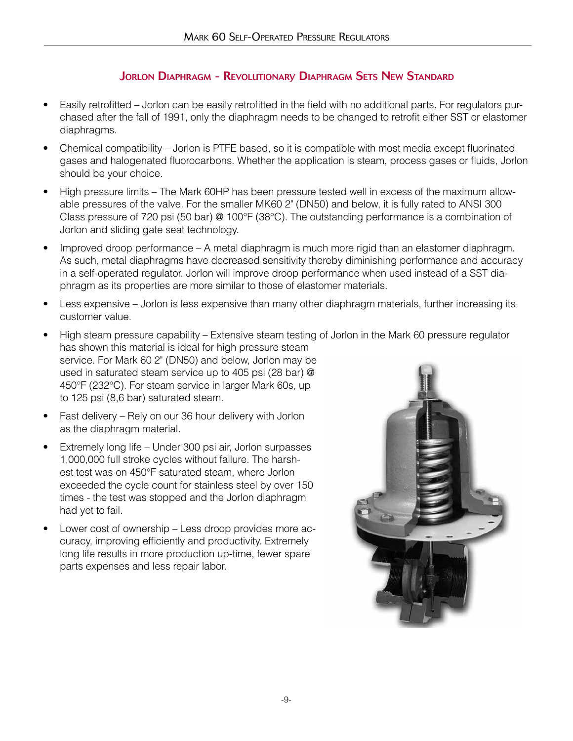## Jorlon Diaphragm - Revolutionary Diaphragm Sets New Standard

- Easily retrofitted – Jorlon can be easily retrofitted in the field with no additional parts. For regulators purchased after the fall of 1991, only the diaphragm needs to be changed to retrofit either SST or elastomer diaphragms.
- Chemical compatibility – Jorlon is PTFE based, so it is compatible with most media except fluorinated gases and halogenated fluorocarbons. Whether the application is steam, process gases or fluids, Jorlon should be your choice.
- High pressure limits – The Mark 60HP has been pressure tested well in excess of the maximum allowable pressures of the valve. For the smaller MK60 2" (DN50) and below, it is fully rated to ANSI 300 Class pressure of 720 psi (50 bar) @ 100°F (38°C). The outstanding performance is a combination of Jorlon and sliding gate seat technology.
- Improved droop performance – A metal diaphragm is much more rigid than an elastomer diaphragm. As such, metal diaphragms have decreased sensitivity thereby diminishing performance and accuracy in a self-operated regulator. Jorlon will improve droop performance when used instead of a SST diaphragm as its properties are more similar to those of elastomer materials.
- Less expensive – Jorlon is less expensive than many other diaphragm materials, further increasing its customer value.
- High steam pressure capability – Extensive steam testing of Jorlon in the Mark 60 pressure regulator has shown this material is ideal for high pressure steam service. For Mark 60 2" (DN50) and below, Jorlon may be used in saturated steam service up to 405 psi (28 bar) @ 450°F (232°C). For steam service in larger Mark 60s, up to 125 psi (8,6 bar) saturated steam.
- Fast delivery – Rely on our 36 hour delivery with Jorlon as the diaphragm material.
- Extremely long life – Under 300 psi air, Jorlon surpasses 1,000,000 full stroke cycles without failure. The harshest test was on 450°F saturated steam, where Jorlon exceeded the cycle count for stainless steel by over 150 times - the test was stopped and the Jorlon diaphragm had yet to fail.
- Lower cost of ownership – Less droop provides more accuracy, improving efficiently and productivity. Extremely long life results in more production up-time, fewer spare parts expenses and less repair labor.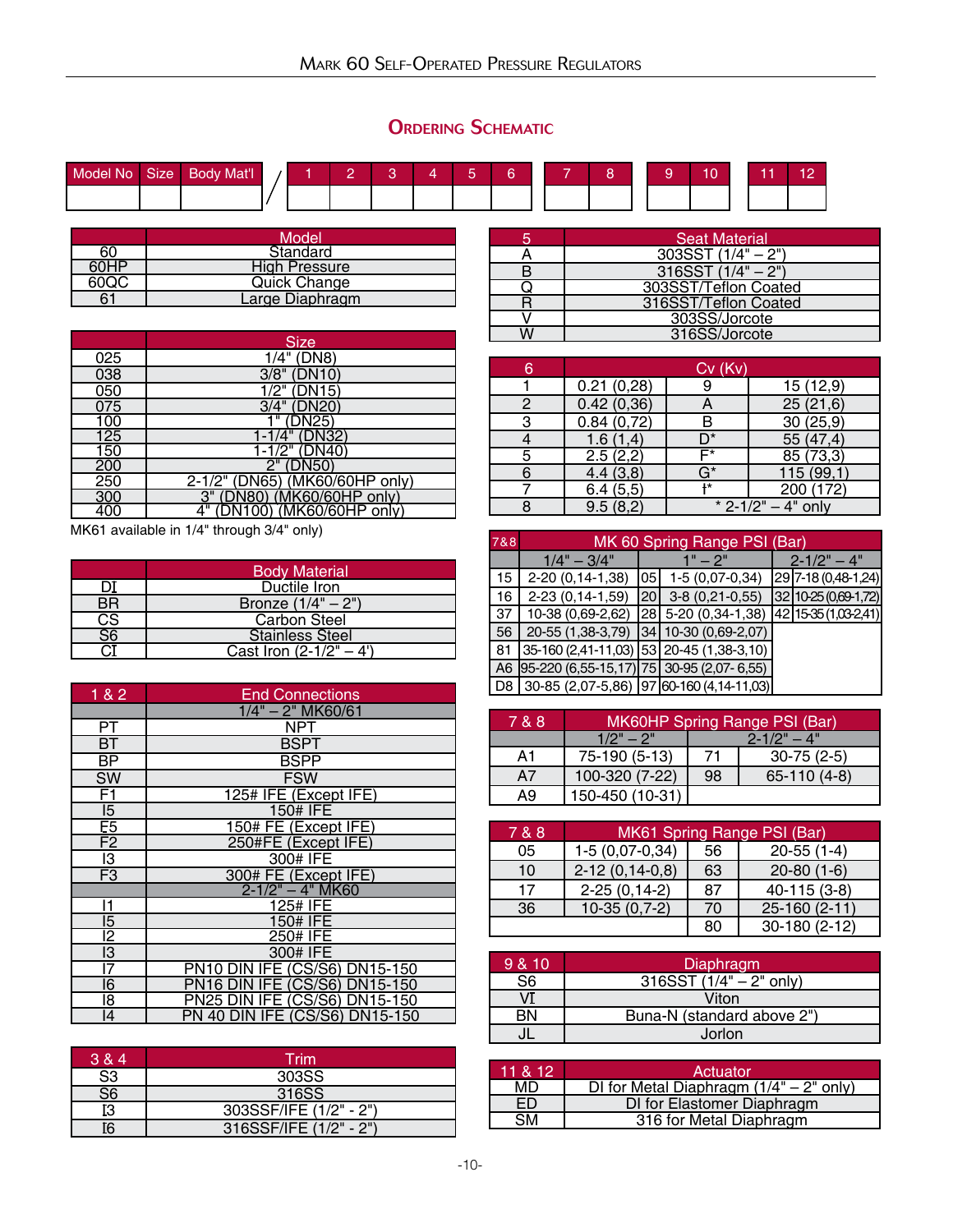## Ordering Schematic

| Model No | Size | Body Mat'l | / | 1 | 2 | 3 | 4 | 5 | 6 | 7 | 8 | 9 | 10 | 11 | 12 |
|---|---|---|---|---|---|---|---|---|---|---|---|---|---|---|---|
| | | | | | | | | | | | | | | | |

| | Model |
|---|---|
| 60 | Standard |
| 60HP | High Pressure |
| 60QC | Quick Change |
| 61 | Large Diaphragm |

| | Size |
|---|---|
| 025 | 1/4" (DN8) |
| 038 | 3/8" (DN10) |
| 050 | 1/2" (DN15) |
| 075 | 3/4" (DN20) |
| 100 | 1" (DN25) |
| 125 | 1-1/4" (DN32) |
| 150 | 1-1/2" (DN40) |
| 200 | 2" (DN50) |
| 250 | 2-1/2" (DN65) (MK60/60HP only) |
| 300 | 3" (DN80) (MK60/60HP only) |
| 400 | 4" (DN100) (MK60/60HP only) |

MK61 available in 1/4" through 3/4" only)

| | Body Material |
|---|---|
| DI | Ductile Iron |
| BR | Bronze (1/4" – 2") |
| CS | Carbon Steel |
| S6 | Stainless Steel |
| CI | Cast Iron (2-1/2" – 4') |

| 1 & 2 | End Connections |
|---|---|
| | 1/4" – 2" MK60/61 |
| PT | NPT |
| BT | BSPT |
| BP | BSPP |
| SW | FSW |
| F1 | 125# IFE (Except IFE) |
| I5 | 150# IFE |
| E5 | 150# FE (Except IFE) |
| F2 | 250#FE (Except IFE) |
| I3 | 300# IFE |
| F3 | 300# FE (Except IFE) |
| | 2-1/2" – 4" MK60 |
| I1 | 125# IFE |
| I5 | 150# IFE |
| I2 | 250# IFE |
| I3 | 300# IFE |
| I7 | PN10 DIN IFE (CS/S6) DN15-150 |
| I6 | PN16 DIN IFE (CS/S6) DN15-150 |
| I8 | PN25 DIN IFE (CS/S6) DN15-150 |
| I4 | PN 40 DIN IFE (CS/S6) DN15-150 |

| 3 & 4 | Trim |
|---|---|
| S3 | 303SS |
| S6 | 316SS |
| I3 | 303SSF/IFE (1/2" - 2") |
| I6 | 316SSF/IFE (1/2" - 2") |

| 5 | Seat Material |
|---|---|
| A | 303SST (1/4" – 2") |
| B | 316SST (1/4" – 2") |
| Q | 303SST/Teflon Coated |
| R | 316SST/Teflon Coated |
| V | 303SS/Jorcote |
| W | 316SS/Jorcote |

| 6 | Cv (Kv) | | |
|---|---|---|---|
| 1 | 0.21 (0,28) | 9 | 15 (12,9) |
| 2 | 0.42 (0,36) | A | 25 (21,6) |
| 3 | 0.84 (0,72) | B | 30 (25,9) |
| 4 | 1.6 (1,4) | D* | 55 (47,4) |
| 5 | 2.5 (2,2) | F* | 85 (73,3) |
| 6 | 4.4 (3,8) | G* | 115 (99,1) |
| 7 | 6.4 (5,5) | I* | 200 (172) |
| 8 | 9.5 (8,2) | * 2-1/2" – 4" only | |

| 7&8 | MK 60 Spring Range PSI (Bar) | | | | |
|---|---|---|---|---|---|
| | 1/4" – 3/4" | | 1" – 2" | | 2-1/2" – 4" |
| 15 | 2-20 (0,14-1,38) | 05 | 1-5 (0,07-0,34) | 29 | 7-18 (0,48-1,24) |
| 16 | 2-23 (0,14-1,59) | 20 | 3-8 (0,21-0,55) | 32 | 10-25 (0,69-1,72) |
| 37 | 10-38 (0,69-2,62) | 28 | 5-20 (0,34-1,38) | 42 | 15-35 (1,03-2,41) |
| 56 | 20-55 (1,38-3,79) | 34 | 10-30 (0,69-2,07) | | |
| 81 | 35-160 (2,41-11,03) | 53 | 20-45 (1,38-3,10) | | |
| A6 | 95-220 (6,55-15,17) | 75 | 30-95 (2,07- 6,55) | | |
| D8 | 30-85 (2,07-5,86) | 97 | 60-160 (4,14-11,03) | | |

| 7 & 8 | MK60HP Spring Range PSI (Bar) | | |
|---|---|---|---|
| | 1/2" – 2" | | 2-1/2" – 4" |
| A1 | 75-190 (5-13) | 71 | 30-75 (2-5) |
| A7 | 100-320 (7-22) | 98 | 65-110 (4-8) |
| A9 | 150-450 (10-31) | | |

| 7 & 8 | MK61 Spring Range PSI (Bar) | | |
|---|---|---|---|
| 05 | 1-5 (0,07-0,34) | 56 | 20-55 (1-4) |
| 10 | 2-12 (0,14-0,8) | 63 | 20-80 (1-6) |
| 17 | 2-25 (0,14-2) | 87 | 40-115 (3-8) |
| 36 | 10-35 (0,7-2) | 70 | 25-160 (2-11) |
| | | 80 | 30-180 (2-12) |

| 9 & 10 | Diaphragm |
|---|---|
| S6 | 316SST (1/4" – 2" only) |
| VI | Viton |
| BN | Buna-N (standard above 2") |
| JL | Jorlon |

| 11 & 12 | Actuator |
|---|---|
| MD | DI for Metal Diaphragm (1/4" – 2" only) |
| ED | DI for Elastomer Diaphragm |
| SM | 316 for Metal Diaphragm |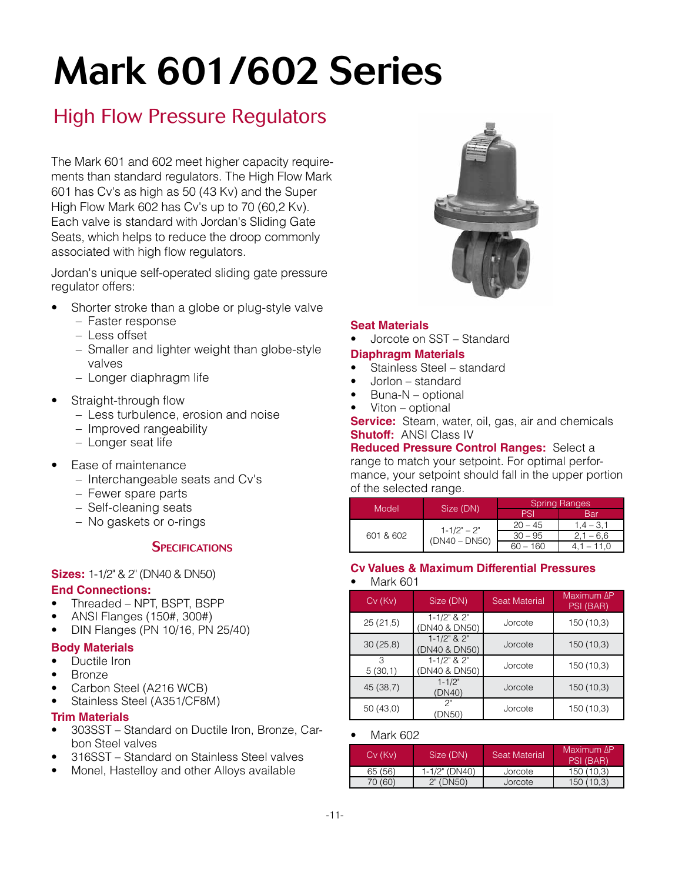# Mark 601/602 Series

## High Flow Pressure Regulators

The Mark 601 and 602 meet higher capacity requirements than standard regulators. The High Flow Mark 601 has Cv's as high as 50 (43 Kv) and the Super High Flow Mark 602 has Cv's up to 70 (60,2 Kv). Each valve is standard with Jordan's Sliding Gate Seats, which helps to reduce the droop commonly associated with high flow regulators.

Jordan's unique self-operated sliding gate pressure regulator offers:

- Shorter stroke than a globe or plug-style valve
  - Faster response
  - Less offset
  - Smaller and lighter weight than globe-style valves
  - Longer diaphragm life
- Straight-through flow
  - Less turbulence, erosion and noise
  - Improved rangeability
  - Longer seat life
- Ease of maintenance
  - Interchangeable seats and Cv's
  - Fewer spare parts
  - Self-cleaning seats
  - No gaskets or o-rings

### Specifications

**Sizes:** 1-1/2" & 2" (DN40 & DN50)

**End Connections:**
- Threaded – NPT, BSPT, BSPP
- ANSI Flanges (150#, 300#)
- DIN Flanges (PN 10/16, PN 25/40)

**Body Materials**
- Ductile Iron
- Bronze
- Carbon Steel (A216 WCB)
- Stainless Steel (A351/CF8M)

**Trim Materials**
- 303SST – Standard on Ductile Iron, Bronze, Carbon Steel valves
- 316SST – Standard on Stainless Steel valves
- Monel, Hastelloy and other Alloys available

**Seat Materials**
- Jorcote on SST – Standard

**Diaphragm Materials**
- Stainless Steel – standard
- Jorlon – standard
- Buna-N – optional
- Viton – optional

**Service:** Steam, water, oil, gas, air and chemicals

**Shutoff:** ANSI Class IV

**Reduced Pressure Control Ranges:** Select a range to match your setpoint. For optimal performance, your setpoint should fall in the upper portion of the selected range.

| Model | Size (DN) | Spring Ranges | |
|---|---|---|---|
| | | PSI | Bar |
| 601 & 602 | 1-1/2" – 2" (DN40 – DN50) | 20 – 45 | 1,4 – 3,1 |
| | | 30 – 95 | 2,1 – 6,6 |
| | | 60 – 160 | 4,1 – 11,0 |

**Cv Values & Maximum Differential Pressures**

- Mark 601

| Cv (Kv) | Size (DN) | Seat Material | Maximum ΔP PSI (BAR) |
|---|---|---|---|
| 25 (21,5) | 1-1/2" & 2" (DN40 & DN50) | Jorcote | 150 (10,3) |
| 30 (25,8) | 1-1/2" & 2" (DN40 & DN50) | Jorcote | 150 (10,3) |
| 35 (30,1) | 1-1/2" & 2" (DN40 & DN50) | Jorcote | 150 (10,3) |
| 45 (38,7) | 1-1/2" (DN40) | Jorcote | 150 (10,3) |
| 50 (43,0) | 2" (DN50) | Jorcote | 150 (10,3) |

- Mark 602

| Cv (Kv) | Size (DN) | Seat Material | Maximum ΔP PSI (BAR) |
|---|---|---|---|
| 65 (56) | 1-1/2" (DN40) | Jorcote | 150 (10,3) |
| 70 (60) | 2" (DN50) | Jorcote | 150 (10,3) |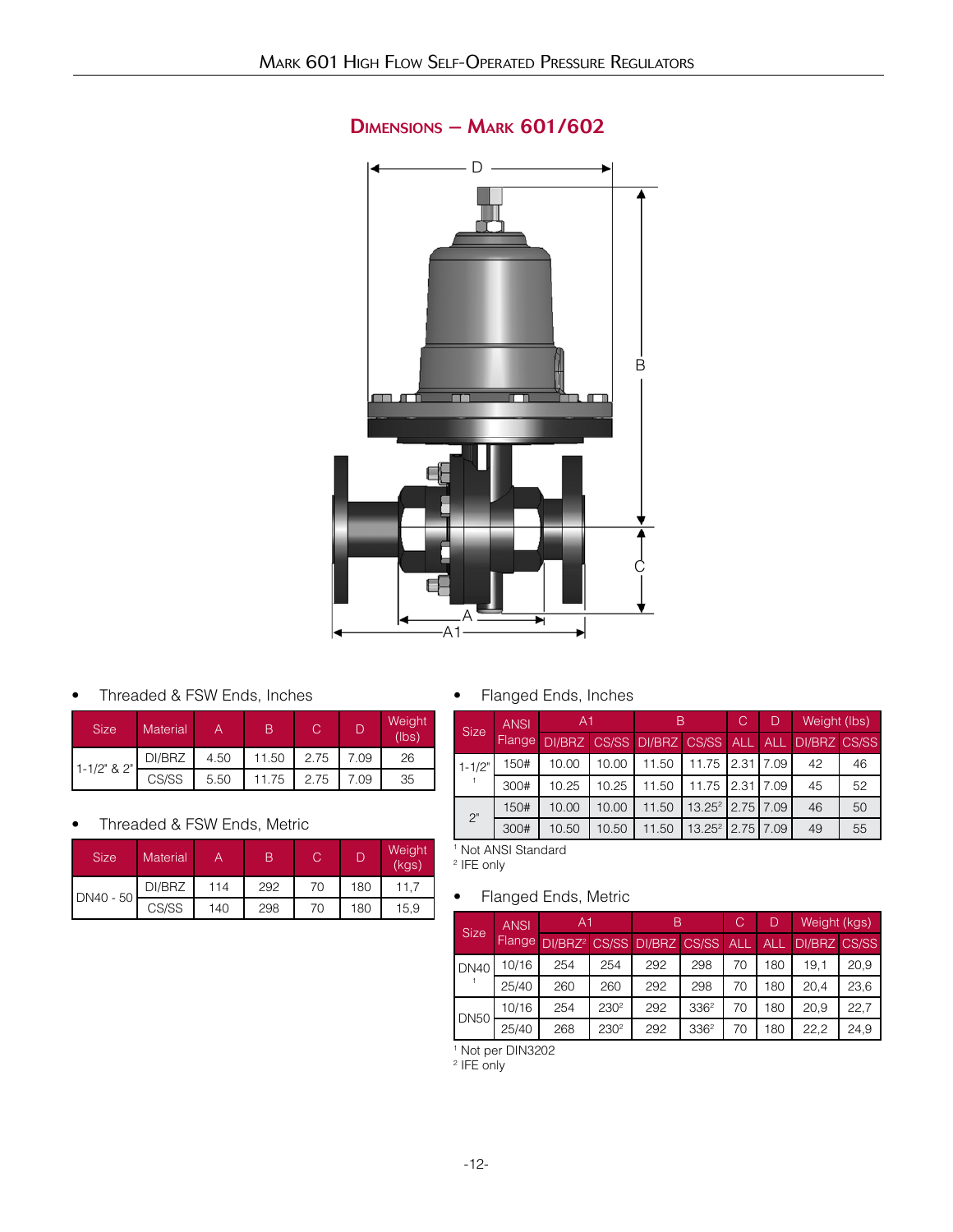## Dimensions – Mark 601/602

- Threaded & FSW Ends, Inches

| Size | Material | A | B | C | D | Weight (lbs) |
|---|---|---|---|---|---|---|
| 1-1/2" & 2" | DI/BRZ | 4.50 | 11.50 | 2.75 | 7.09 | 26 |
| | CS/SS | 5.50 | 11.75 | 2.75 | 7.09 | 35 |

- Threaded & FSW Ends, Metric

| Size | Material | A | B | C | D | Weight (kgs) |
|---|---|---|---|---|---|---|
| DN40 - 50 | DI/BRZ | 114 | 292 | 70 | 180 | 11,7 |
| | CS/SS | 140 | 298 | 70 | 180 | 15,9 |

- Flanged Ends, Inches

| Size | ANSI Flange | A1 | | B | | C | D | Weight (lbs) | |
|---|---|---|---|---|---|---|---|---|---|
| | | DI/BRZ | CS/SS | DI/BRZ | CS/SS | ALL | ALL | DI/BRZ | CS/SS |
| 1-1/2" [1] | 150# | 10.00 | 10.00 | 11.50 | 11.75 | 2.31 | 7.09 | 42 | 46 |
| | 300# | 10.25 | 10.25 | 11.50 | 11.75 | 2.31 | 7.09 | 45 | 52 |
| 2" | 150# | 10.00 | 10.00 | 11.50 | 13.25[2] | 2.75 | 7.09 | 46 | 50 |
| | 300# | 10.50 | 10.50 | 11.50 | 13.25[2] | 2.75 | 7.09 | 49 | 55 |

[1] Not ANSI Standard
[2] IFE only

- Flanged Ends, Metric

| Size | ANSI Flange | A1 | | B | | C | D | Weight (kgs) | |
|---|---|---|---|---|---|---|---|---|---|
| | | DI/BRZ[2] | CS/SS | DI/BRZ | CS/SS | ALL | ALL | DI/BRZ | CS/SS |
| DN40 [1] | 10/16 | 254 | 254 | 292 | 298 | 70 | 180 | 19,1 | 20,9 |
| | 25/40 | 260 | 260 | 292 | 298 | 70 | 180 | 20,4 | 23,6 |
| DN50 | 10/16 | 254 | 230[2] | 292 | 336[2] | 70 | 180 | 20,9 | 22,7 |
| | 25/40 | 268 | 230[2] | 292 | 336[2] | 70 | 180 | 22,2 | 24,9 |

[1] Not per DIN3202
[2] IFE only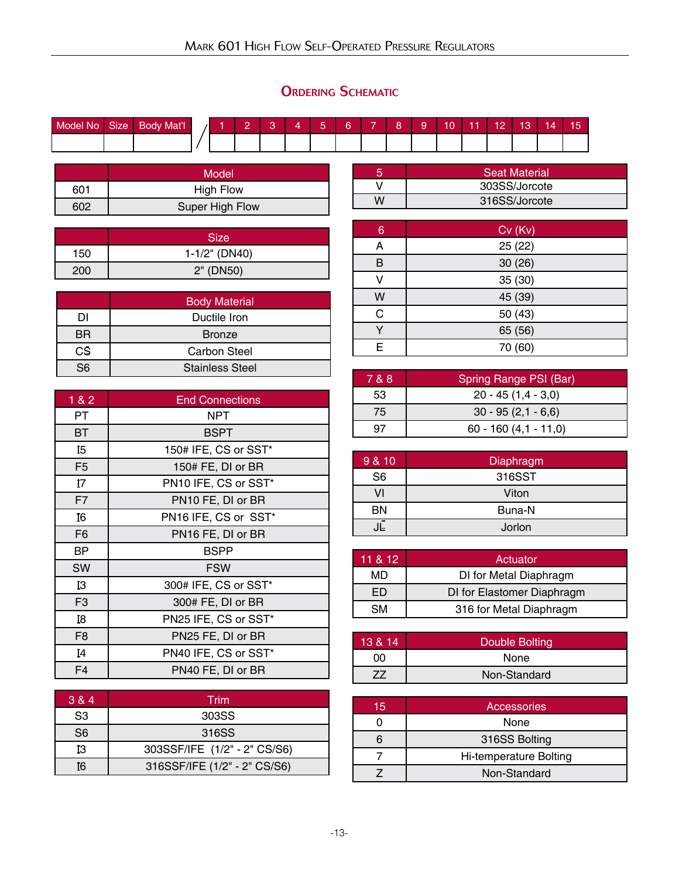## Ordering Schematic

| Model No | Size | Body Mat'l | / | 1 | 2 | 3 | 4 | 5 | 6 | 7 | 8 | 9 | 10 | 11 | 12 | 13 | 14 | 15 |
|---|---|---|---|---|---|---|---|---|---|---|---|---|---|---|---|---|---|---|
| | | | | | | | | | | | | | | | | | | |

| | Model |
|---|---|
| 601 | High Flow |
| 602 | Super High Flow |

| | Size |
|---|---|
| 150 | 1-1/2" (DN40) |
| 200 | 2" (DN50) |

| | Body Material |
|---|---|
| DI | Ductile Iron |
| BR | Bronze |
| CS | Carbon Steel |
| S6 | Stainless Steel |

| 1 & 2 | End Connections |
|---|---|
| PT | NPT |
| BT | BSPT |
| I5 | 150# IFE, CS or SST* |
| F5 | 150# FE, DI or BR |
| I7 | PN10 IFE, CS or SST* |
| F7 | PN10 FE, DI or BR |
| I6 | PN16 IFE, CS or SST* |
| F6 | PN16 FE, DI or BR |
| BP | BSPP |
| SW | FSW |
| I3 | 300# IFE, CS or SST* |
| F3 | 300# FE, DI or BR |
| I8 | PN25 IFE, CS or SST* |
| F8 | PN25 FE, DI or BR |
| I4 | PN40 IFE, CS or SST* |
| F4 | PN40 FE, DI or BR |

| 3 & 4 | Trim |
|---|---|
| S3 | 303SS |
| S6 | 316SS |
| I3 | 303SSF/IFE (1/2" - 2" CS/S6) |
| I6 | 316SSF/IFE (1/2" - 2" CS/S6) |

| 5 | Seat Material |
|---|---|
| V | 303SS/Jorcote |
| W | 316SS/Jorcote |

| 6 | Cv (Kv) |
|---|---|
| A | 25 (22) |
| B | 30 (26) |
| V | 35 (30) |
| W | 45 (39) |
| C | 50 (43) |
| Y | 65 (56) |
| E | 70 (60) |

| 7 & 8 | Spring Range PSI (Bar) |
|---|---|
| 53 | 20 - 45 (1,4 - 3,0) |
| 75 | 30 - 95 (2,1 - 6,6) |
| 97 | 60 - 160 (4,1 - 11,0) |

| 9 & 10 | Diaphragm |
|---|---|
| S6 | 316SST |
| VI | Viton |
| BN | Buna-N |
| JL | Jorlon |

| 11 & 12 | Actuator |
|---|---|
| MD | DI for Metal Diaphragm |
| ED | DI for Elastomer Diaphragm |
| SM | 316 for Metal Diaphragm |

| 13 & 14 | Double Bolting |
|---|---|
| 00 | None |
| ZZ | Non-Standard |

| 15 | Accessories |
|---|---|
| 0 | None |
| 6 | 316SS Bolting |
| 7 | Hi-temperature Bolting |
| Z | Non-Standard |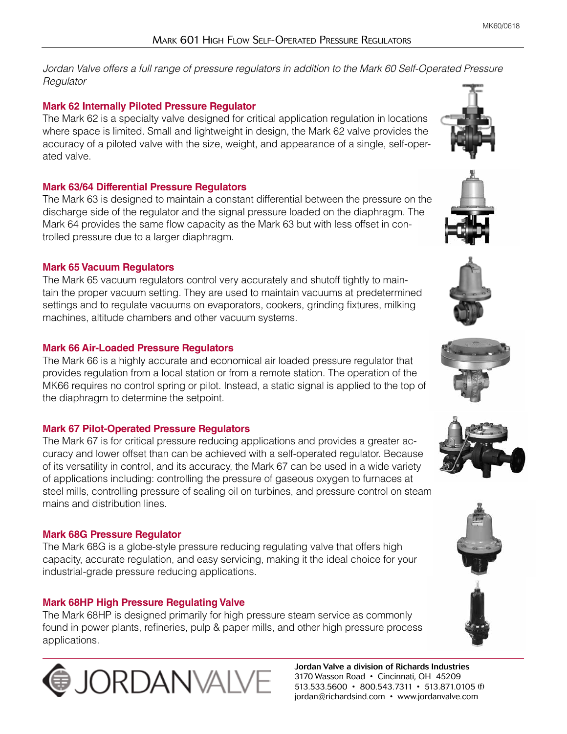*Jordan Valve offers a full range of pressure regulators in addition to the Mark 60 Self-Operated Pressure Regulator*

### Mark 62 Internally Piloted Pressure Regulator

The Mark 62 is a specialty valve designed for critical application regulation in locations where space is limited. Small and lightweight in design, the Mark 62 valve provides the accuracy of a piloted valve with the size, weight, and appearance of a single, self-operated valve.

### Mark 63/64 Differential Pressure Regulators

The Mark 63 is designed to maintain a constant differential between the pressure on the discharge side of the regulator and the signal pressure loaded on the diaphragm. The Mark 64 provides the same flow capacity as the Mark 63 but with less offset in controlled pressure due to a larger diaphragm.

### Mark 65 Vacuum Regulators

The Mark 65 vacuum regulators control very accurately and shutoff tightly to maintain the proper vacuum setting. They are used to maintain vacuums at predetermined settings and to regulate vacuums on evaporators, cookers, grinding fixtures, milking machines, altitude chambers and other vacuum systems.

### Mark 66 Air-Loaded Pressure Regulators

The Mark 66 is a highly accurate and economical air loaded pressure regulator that provides regulation from a local station or from a remote station. The operation of the MK66 requires no control spring or pilot. Instead, a static signal is applied to the top of the diaphragm to determine the setpoint.

### Mark 67 Pilot-Operated Pressure Regulators

The Mark 67 is for critical pressure reducing applications and provides a greater accuracy and lower offset than can be achieved with a self-operated regulator. Because of its versatility in control, and its accuracy, the Mark 67 can be used in a wide variety of applications including: controlling the pressure of gaseous oxygen to furnaces at steel mills, controlling pressure of sealing oil on turbines, and pressure control on steam mains and distribution lines.

### Mark 68G Pressure Regulator

The Mark 68G is a globe-style pressure reducing regulating valve that offers high capacity, accurate regulation, and easy servicing, making it the ideal choice for your industrial-grade pressure reducing applications.

### Mark 68HP High Pressure Regulating Valve

The Mark 68HP is designed primarily for high pressure steam service as commonly found in power plants, refineries, pulp & paper mills, and other high pressure process applications.

JORDANVALVE

**Jordan Valve a division of Richards Industries**
3170 Wasson Road • Cincinnati, OH 45209
513.533.5600 • 800.543.7311 • 513.871.0105 (f)
jordan@richardsind.com • www.jordanvalve.com